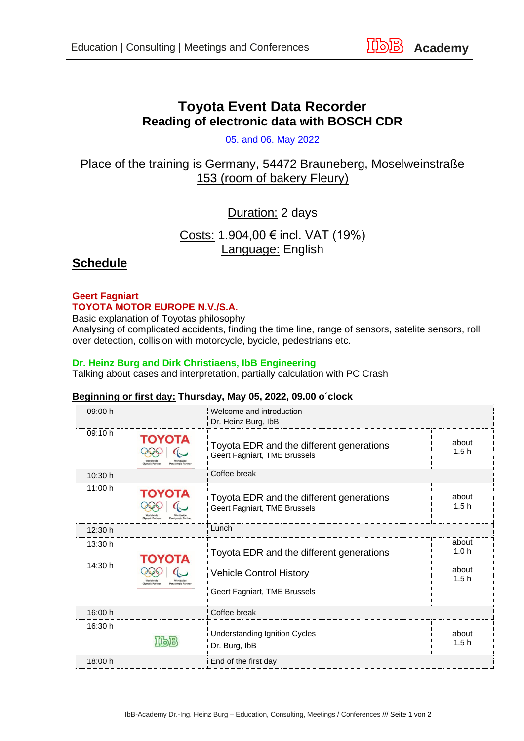# Toyota Event Data Recorder
## Reading of electronic data with BOSCH CDR

05. and 06. May 2022

Place of the training is Germany, 54472 Brauneberg, Moselweinstraße 153 (room of bakery Fleury)

Duration: 2 days

Costs: 1.904,00 € incl. VAT (19%)
Language: English

## Schedule

**Geert Fagniart**
**TOYOTA MOTOR EUROPE N.V./S.A.**
Basic explanation of Toyotas philosophy
Analysing of complicated accidents, finding the time line, range of sensors, satelite sensors, roll over detection, collision with motorcycle, bycicle, pedestrians etc.

**Dr. Heinz Burg and Dirk Christiaens, IbB Engineering**
Talking about cases and interpretation, partially calculation with PC Crash

**Beginning or first day: Thursday, May 05, 2022, 09.00 o´clock**

| Time | | Topic | Duration |
|---|---|---|---|
| 09:00 h | | Welcome and introduction<br>Dr. Heinz Burg, IbB | |
| 09:10 h | TOYOTA | Toyota EDR and the different generations<br>Geert Fagniart, TME Brussels | about 1.5 h |
| 10:30 h | | Coffee break | |
| 11:00 h | TOYOTA | Toyota EDR and the different generations<br>Geert Fagniart, TME Brussels | about 1.5 h |
| 12:30 h | | Lunch | |
| 13:30 h<br><br>14:30 h | TOYOTA | Toyota EDR and the different generations<br><br>Vehicle Control History<br><br>Geert Fagniart, TME Brussels | about 1.0 h<br><br>about 1.5 h |
| 16:00 h | | Coffee break | |
| 16:30 h | IbB | Understanding Ignition Cycles<br>Dr. Burg, IbB | about 1.5 h |
| 18:00 h | | End of the first day | |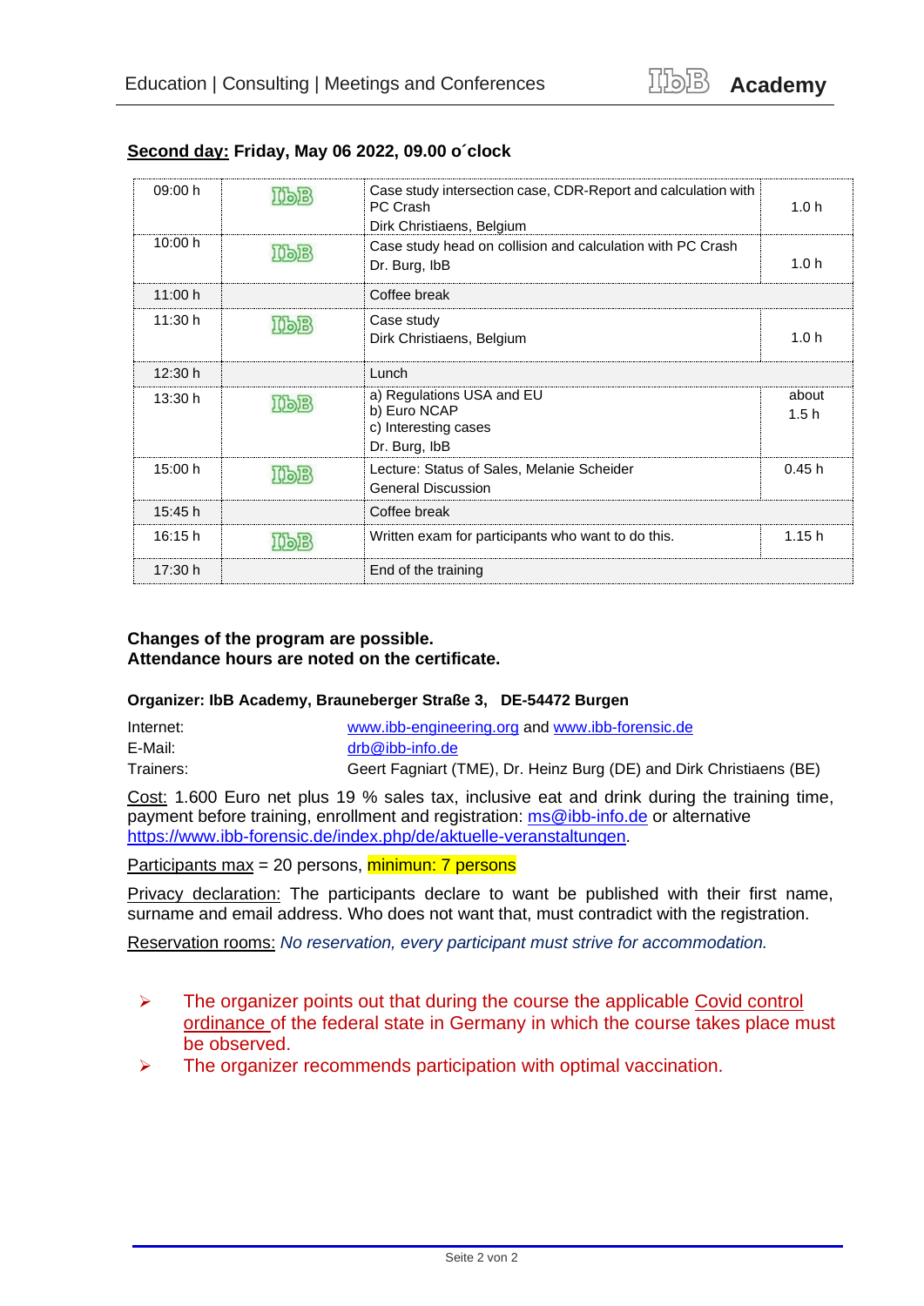**Second day: Friday, May 06 2022, 09.00 o´clock**

| | | | |
|---|---|---|---|
| 09:00 h | IbB | Case study intersection case, CDR-Report and calculation with PC Crash<br>Dirk Christiaens, Belgium | 1.0 h |
| 10:00 h | IbB | Case study head on collision and calculation with PC Crash<br>Dr. Burg, IbB | 1.0 h |
| 11:00 h | | Coffee break | |
| 11:30 h | IbB | Case study<br>Dirk Christiaens, Belgium | 1.0 h |
| 12:30 h | | Lunch | |
| 13:30 h | IbB | a) Regulations USA and EU<br>b) Euro NCAP<br>c) Interesting cases<br>Dr. Burg, IbB | about 1.5 h |
| 15:00 h | IbB | Lecture: Status of Sales, Melanie Scheider<br>General Discussion | 0.45 h |
| 15:45 h | | Coffee break | |
| 16:15 h | IbB | Written exam for participants who want to do this. | 1.15 h |
| 17:30 h | | End of the training | |

**Changes of the program are possible.**
**Attendance hours are noted on the certificate.**

**Organizer: IbB Academy, Brauneberger Straße 3, DE-54472 Burgen**

| | |
|---|---|
| Internet: | www.ibb-engineering.org and www.ibb-forensic.de |
| E-Mail: | drb@ibb-info.de |
| Trainers: | Geert Fagniart (TME), Dr. Heinz Burg (DE) and Dirk Christiaens (BE) |

Cost: 1.600 Euro net plus 19 % sales tax, inclusive eat and drink during the training time, payment before training, enrollment and registration: ms@ibb-info.de or alternative https://www.ibb-forensic.de/index.php/de/aktuelle-veranstaltungen.

Participants max = 20 persons, minimun: 7 persons

Privacy declaration: The participants declare to want be published with their first name, surname and email address. Who does not want that, must contradict with the registration.

Reservation rooms: *No reservation, every participant must strive for accommodation.*

- The organizer points out that during the course the applicable Covid control ordinance of the federal state in Germany in which the course takes place must be observed.
- The organizer recommends participation with optimal vaccination.